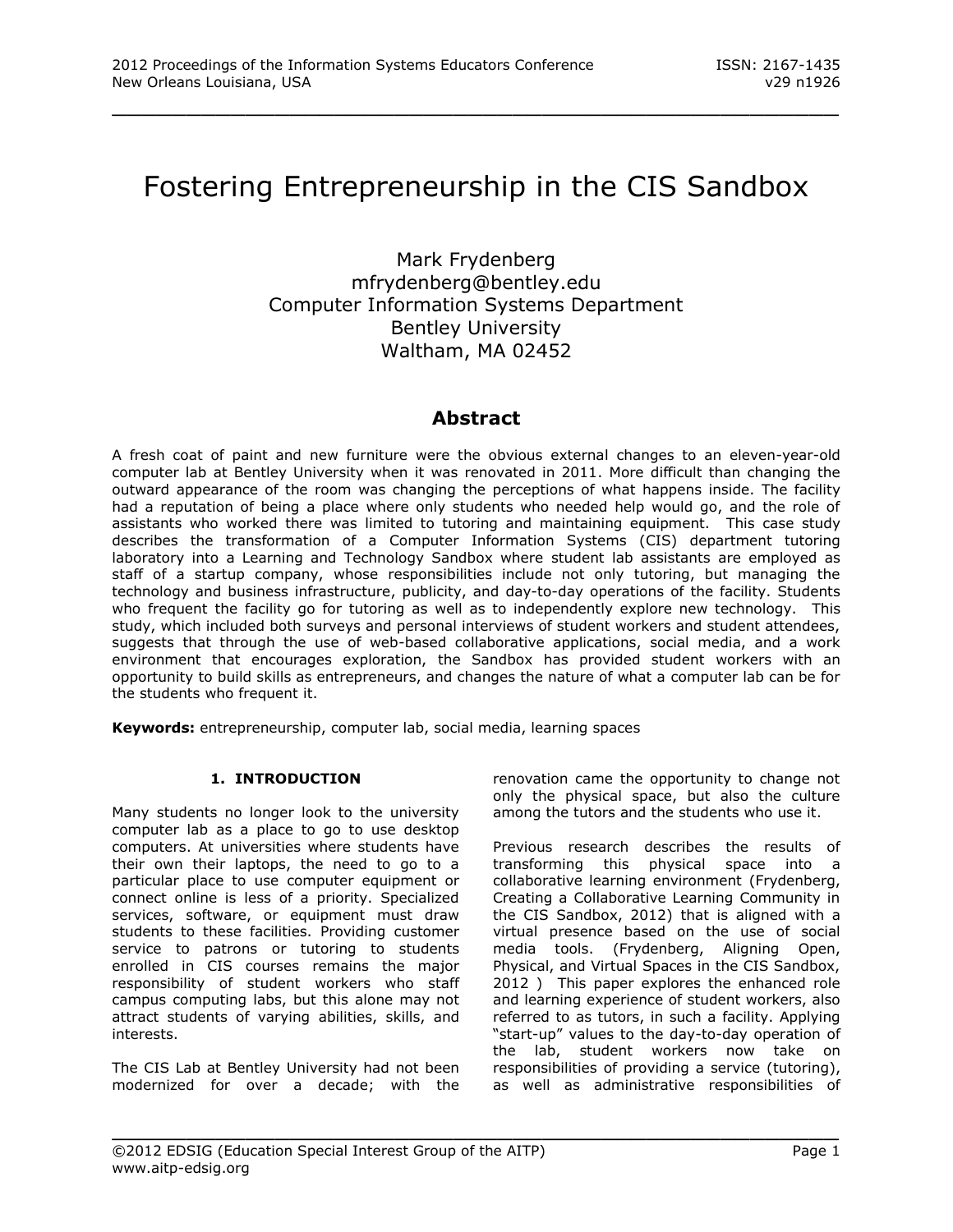# Fostering Entrepreneurship in the CIS Sandbox

Mark Frydenberg
mfrydenberg@bentley.edu
Computer Information Systems Department
Bentley University
Waltham, MA 02452

## Abstract

A fresh coat of paint and new furniture were the obvious external changes to an eleven-year-old computer lab at Bentley University when it was renovated in 2011. More difficult than changing the outward appearance of the room was changing the perceptions of what happens inside. The facility had a reputation of being a place where only students who needed help would go, and the role of assistants who worked there was limited to tutoring and maintaining equipment. This case study describes the transformation of a Computer Information Systems (CIS) department tutoring laboratory into a Learning and Technology Sandbox where student lab assistants are employed as staff of a startup company, whose responsibilities include not only tutoring, but managing the technology and business infrastructure, publicity, and day-to-day operations of the facility. Students who frequent the facility go for tutoring as well as to independently explore new technology. This study, which included both surveys and personal interviews of student workers and student attendees, suggests that through the use of web-based collaborative applications, social media, and a work environment that encourages exploration, the Sandbox has provided student workers with an opportunity to build skills as entrepreneurs, and changes the nature of what a computer lab can be for the students who frequent it.

**Keywords:** entrepreneurship, computer lab, social media, learning spaces

## 1. INTRODUCTION

Many students no longer look to the university computer lab as a place to go to use desktop computers. At universities where students have their own their laptops, the need to go to a particular place to use computer equipment or connect online is less of a priority. Specialized services, software, or equipment must draw students to these facilities. Providing customer service to patrons or tutoring to students enrolled in CIS courses remains the major responsibility of student workers who staff campus computing labs, but this alone may not attract students of varying abilities, skills, and interests.

The CIS Lab at Bentley University had not been modernized for over a decade; with the renovation came the opportunity to change not only the physical space, but also the culture among the tutors and the students who use it.

Previous research describes the results of transforming this physical space into a collaborative learning environment (Frydenberg, Creating a Collaborative Learning Community in the CIS Sandbox, 2012) that is aligned with a virtual presence based on the use of social media tools. (Frydenberg, Aligning Open, Physical, and Virtual Spaces in the CIS Sandbox, 2012 ) This paper explores the enhanced role and learning experience of student workers, also referred to as tutors, in such a facility. Applying "start-up" values to the day-to-day operation of the lab, student workers now take on responsibilities of providing a service (tutoring), as well as administrative responsibilities of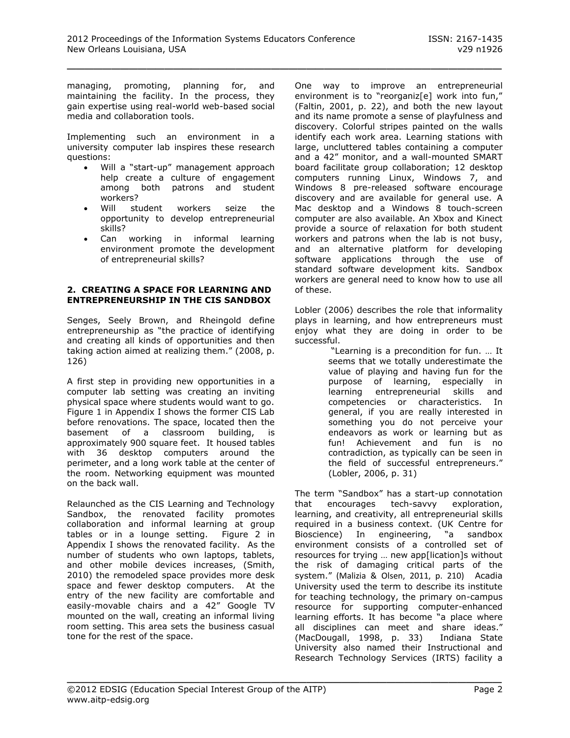managing, promoting, planning for, and maintaining the facility. In the process, they gain expertise using real-world web-based social media and collaboration tools.

Implementing such an environment in a university computer lab inspires these research questions:

- Will a "start-up" management approach help create a culture of engagement among both patrons and student workers?
- Will student workers seize the opportunity to develop entrepreneurial skills?
- Can working in informal learning environment promote the development of entrepreneurial skills?

## 2. CREATING A SPACE FOR LEARNING AND ENTREPRENEURSHIP IN THE CIS SANDBOX

Senges, Seely Brown, and Rheingold define entrepreneurship as "the practice of identifying and creating all kinds of opportunities and then taking action aimed at realizing them." (2008, p. 126)

A first step in providing new opportunities in a computer lab setting was creating an inviting physical space where students would want to go. Figure 1 in Appendix I shows the former CIS Lab before renovations. The space, located then the basement of a classroom building, is approximately 900 square feet. It housed tables with 36 desktop computers around the perimeter, and a long work table at the center of the room. Networking equipment was mounted on the back wall.

Relaunched as the CIS Learning and Technology Sandbox, the renovated facility promotes collaboration and informal learning at group tables or in a lounge setting. Figure 2 in Appendix I shows the renovated facility. As the number of students who own laptops, tablets, and other mobile devices increases, (Smith, 2010) the remodeled space provides more desk space and fewer desktop computers. At the entry of the new facility are comfortable and easily-movable chairs and a 42" Google TV mounted on the wall, creating an informal living room setting. This area sets the business casual tone for the rest of the space.

One way to improve an entrepreneurial environment is to "reorganiz[e] work into fun," (Faltin, 2001, p. 22), and both the new layout and its name promote a sense of playfulness and discovery. Colorful stripes painted on the walls identify each work area. Learning stations with large, uncluttered tables containing a computer and a 42" monitor, and a wall-mounted SMART board facilitate group collaboration; 12 desktop computers running Linux, Windows 7, and Windows 8 pre-released software encourage discovery and are available for general use. A Mac desktop and a Windows 8 touch-screen computer are also available. An Xbox and Kinect provide a source of relaxation for both student workers and patrons when the lab is not busy, and an alternative platform for developing software applications through the use of standard software development kits. Sandbox workers are general need to know how to use all of these.

Lobler (2006) describes the role that informality plays in learning, and how entrepreneurs must enjoy what they are doing in order to be successful.

> "Learning is a precondition for fun. … It seems that we totally underestimate the value of playing and having fun for the purpose of learning, especially in learning entrepreneurial skills and competencies or characteristics. In general, if you are really interested in something you do not perceive your endeavors as work or learning but as fun! Achievement and fun is no contradiction, as typically can be seen in the field of successful entrepreneurs." (Lobler, 2006, p. 31)

The term "Sandbox" has a start-up connotation that encourages tech-savvy exploration, learning, and creativity, all entrepreneurial skills required in a business context. (UK Centre for Bioscience) In engineering, "a sandbox environment consists of a controlled set of resources for trying … new app[lication]s without the risk of damaging critical parts of the system." (Malizia & Olsen, 2011, p. 210) Acadia University used the term to describe its institute for teaching technology, the primary on-campus resource for supporting computer-enhanced learning efforts. It has become "a place where all disciplines can meet and share ideas." (MacDougall, 1998, p. 33) Indiana State University also named their Instructional and Research Technology Services (IRTS) facility a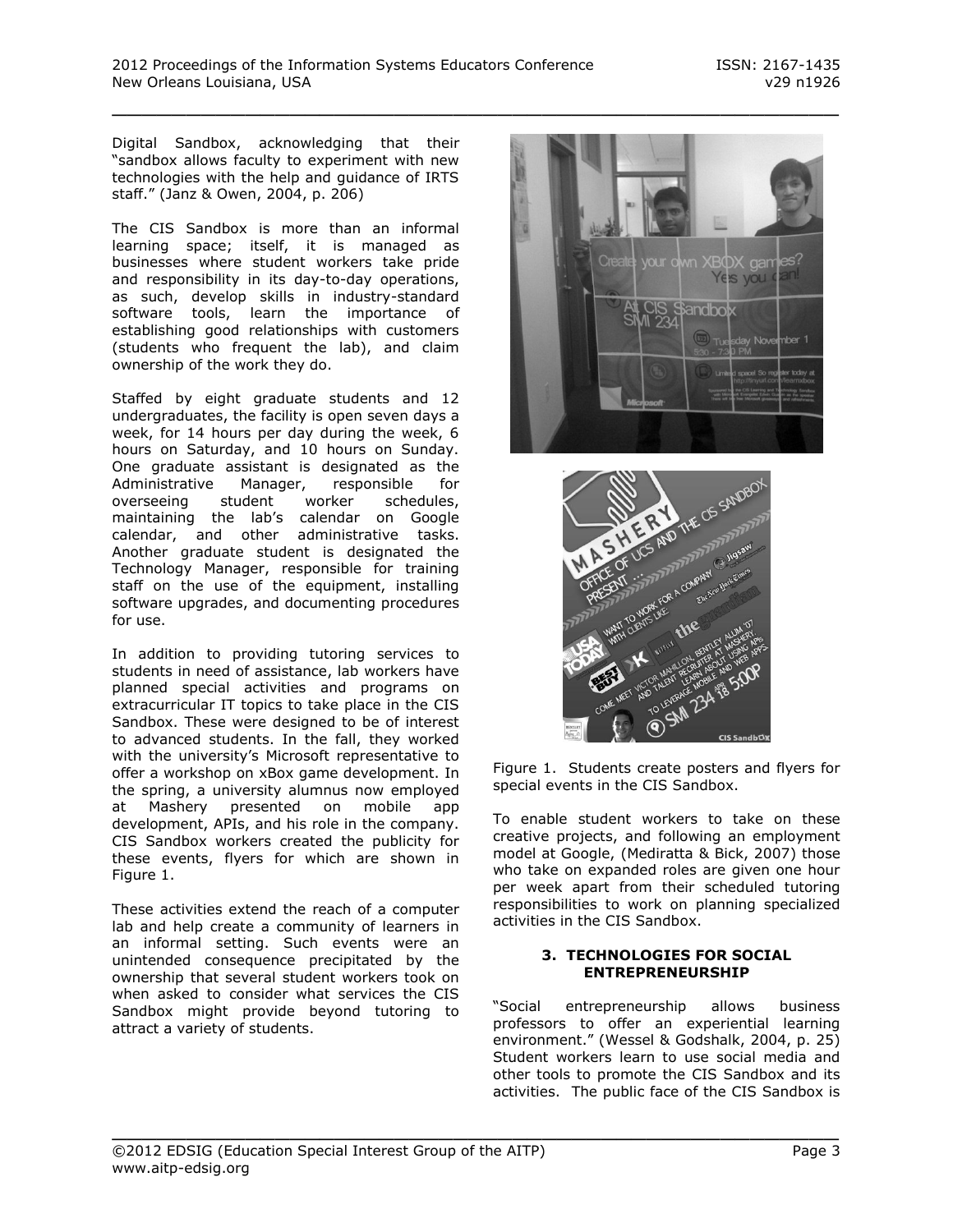Digital Sandbox, acknowledging that their "sandbox allows faculty to experiment with new technologies with the help and guidance of IRTS staff." (Janz & Owen, 2004, p. 206)

The CIS Sandbox is more than an informal learning space; itself, it is managed as businesses where student workers take pride and responsibility in its day-to-day operations, as such, develop skills in industry-standard software tools, learn the importance of establishing good relationships with customers (students who frequent the lab), and claim ownership of the work they do.

Staffed by eight graduate students and 12 undergraduates, the facility is open seven days a week, for 14 hours per day during the week, 6 hours on Saturday, and 10 hours on Sunday. One graduate assistant is designated as the Administrative Manager, responsible for overseeing student worker schedules, maintaining the lab's calendar on Google calendar, and other administrative tasks. Another graduate student is designated the Technology Manager, responsible for training staff on the use of the equipment, installing software upgrades, and documenting procedures for use.

In addition to providing tutoring services to students in need of assistance, lab workers have planned special activities and programs on extracurricular IT topics to take place in the CIS Sandbox. These were designed to be of interest to advanced students. In the fall, they worked with the university's Microsoft representative to offer a workshop on xBox game development. In the spring, a university alumnus now employed at Mashery presented on mobile app development, APIs, and his role in the company. CIS Sandbox workers created the publicity for these events, flyers for which are shown in Figure 1.

These activities extend the reach of a computer lab and help create a community of learners in an informal setting. Such events were an unintended consequence precipitated by the ownership that several student workers took on when asked to consider what services the CIS Sandbox might provide beyond tutoring to attract a variety of students.

Figure 1. Students create posters and flyers for special events in the CIS Sandbox.

To enable student workers to take on these creative projects, and following an employment model at Google, (Mediratta & Bick, 2007) those who take on expanded roles are given one hour per week apart from their scheduled tutoring responsibilities to work on planning specialized activities in the CIS Sandbox.

## 3. TECHNOLOGIES FOR SOCIAL ENTREPRENEURSHIP

"Social entrepreneurship allows business professors to offer an experiential learning environment." (Wessel & Godshalk, 2004, p. 25) Student workers learn to use social media and other tools to promote the CIS Sandbox and its activities. The public face of the CIS Sandbox is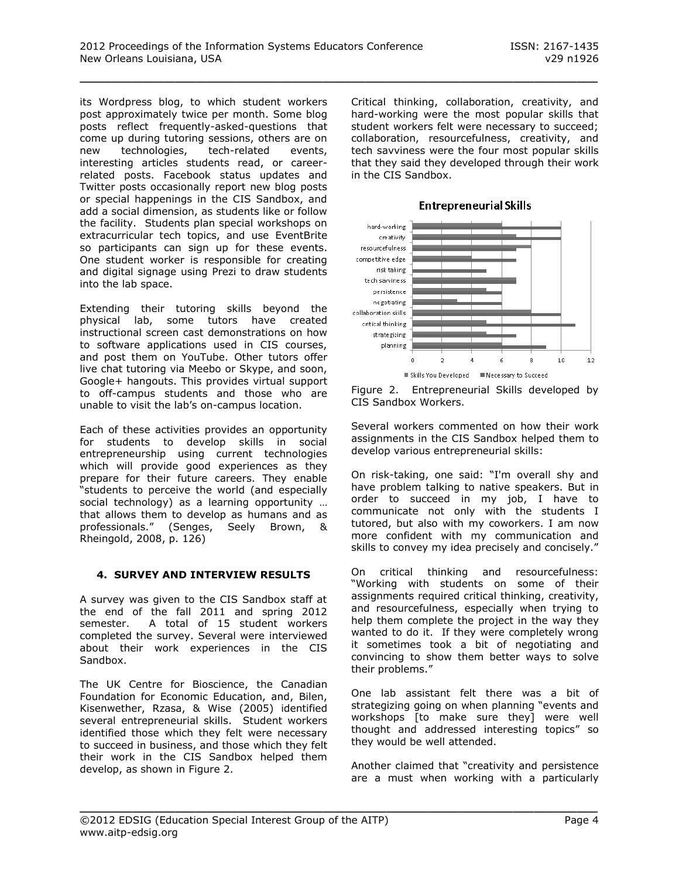its Wordpress blog, to which student workers post approximately twice per month. Some blog posts reflect frequently-asked-questions that come up during tutoring sessions, others are on new technologies, tech-related events, interesting articles students read, or career-related posts. Facebook status updates and Twitter posts occasionally report new blog posts or special happenings in the CIS Sandbox, and add a social dimension, as students like or follow the facility. Students plan special workshops on extracurricular tech topics, and use EventBrite so participants can sign up for these events. One student worker is responsible for creating and digital signage using Prezi to draw students into the lab space.

Extending their tutoring skills beyond the physical lab, some tutors have created instructional screen cast demonstrations on how to software applications used in CIS courses, and post them on YouTube. Other tutors offer live chat tutoring via Meebo or Skype, and soon, Google+ hangouts. This provides virtual support to off-campus students and those who are unable to visit the lab's on-campus location.

Each of these activities provides an opportunity for students to develop skills in social entrepreneurship using current technologies which will provide good experiences as they prepare for their future careers. They enable "students to perceive the world (and especially social technology) as a learning opportunity … that allows them to develop as humans and as professionals." (Senges, Seely Brown, & Rheingold, 2008, p. 126)

## 4. SURVEY AND INTERVIEW RESULTS

A survey was given to the CIS Sandbox staff at the end of the fall 2011 and spring 2012 semester. A total of 15 student workers completed the survey. Several were interviewed about their work experiences in the CIS Sandbox.

The UK Centre for Bioscience, the Canadian Foundation for Economic Education, and, Bilen, Kisenwether, Rzasa, & Wise (2005) identified several entrepreneurial skills. Student workers identified those which they felt were necessary to succeed in business, and those which they felt their work in the CIS Sandbox helped them develop, as shown in Figure 2.

Critical thinking, collaboration, creativity, and hard-working were the most popular skills that student workers felt were necessary to succeed; collaboration, resourcefulness, creativity, and tech savviness were the four most popular skills that they said they developed through their work in the CIS Sandbox.

**Entrepreneurial Skills**

| Skill | Skills You Developed | Necessary to Succeed |
|---|---|---|
| hard-working | 6 | 10 |
| creativity | 7 | 10 |
| resourcefulness | 8 | 7 |
| competitive edge | 4 | 7 |
| risk taking | 0 | 5 |
| tech savviness | 7 | 7 |
| persistence | 5 | 6 |
| negotiating | 3 | 6 |
| collaboration skills | 8 | 10 |
| critical thinking | 5 | 11 |
| strategizing | 5 | 7 |
| planning | 6 | 9 |

Figure 2. Entrepreneurial Skills developed by CIS Sandbox Workers.

Several workers commented on how their work assignments in the CIS Sandbox helped them to develop various entrepreneurial skills:

On risk-taking, one said: "I'm overall shy and have problem talking to native speakers. But in order to succeed in my job, I have to communicate not only with the students I tutored, but also with my coworkers. I am now more confident with my communication and skills to convey my idea precisely and concisely."

On critical thinking and resourcefulness: "Working with students on some of their assignments required critical thinking, creativity, and resourcefulness, especially when trying to help them complete the project in the way they wanted to do it. If they were completely wrong it sometimes took a bit of negotiating and convincing to show them better ways to solve their problems."

One lab assistant felt there was a bit of strategizing going on when planning "events and workshops [to make sure they] were well thought and addressed interesting topics" so they would be well attended.

Another claimed that "creativity and persistence are a must when working with a particularly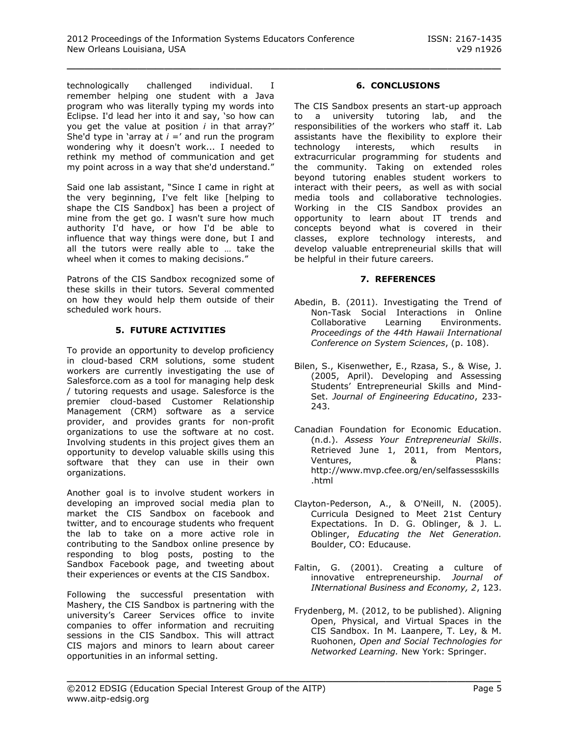technologically challenged individual. I remember helping one student with a Java program who was literally typing my words into Eclipse. I'd lead her into it and say, 'so how can you get the value at position *i* in that array?' She'd type in 'array at *i* =' and run the program wondering why it doesn't work... I needed to rethink my method of communication and get my point across in a way that she'd understand."

Said one lab assistant, "Since I came in right at the very beginning, I've felt like [helping to shape the CIS Sandbox] has been a project of mine from the get go. I wasn't sure how much authority I'd have, or how I'd be able to influence that way things were done, but I and all the tutors were really able to … take the wheel when it comes to making decisions."

Patrons of the CIS Sandbox recognized some of these skills in their tutors. Several commented on how they would help them outside of their scheduled work hours.

## 5. FUTURE ACTIVITIES

To provide an opportunity to develop proficiency in cloud-based CRM solutions, some student workers are currently investigating the use of Salesforce.com as a tool for managing help desk / tutoring requests and usage. Salesforce is the premier cloud-based Customer Relationship Management (CRM) software as a service provider, and provides grants for non-profit organizations to use the software at no cost. Involving students in this project gives them an opportunity to develop valuable skills using this software that they can use in their own organizations.

Another goal is to involve student workers in developing an improved social media plan to market the CIS Sandbox on facebook and twitter, and to encourage students who frequent the lab to take on a more active role in contributing to the Sandbox online presence by responding to blog posts, posting to the Sandbox Facebook page, and tweeting about their experiences or events at the CIS Sandbox.

Following the successful presentation with Mashery, the CIS Sandbox is partnering with the university's Career Services office to invite companies to offer information and recruiting sessions in the CIS Sandbox. This will attract CIS majors and minors to learn about career opportunities in an informal setting.

## 6. CONCLUSIONS

The CIS Sandbox presents an start-up approach to a university tutoring lab, and the responsibilities of the workers who staff it. Lab assistants have the flexibility to explore their technology interests, which results in extracurricular programming for students and the community. Taking on extended roles beyond tutoring enables student workers to interact with their peers, as well as with social media tools and collaborative technologies. Working in the CIS Sandbox provides an opportunity to learn about IT trends and concepts beyond what is covered in their classes, explore technology interests, and develop valuable entrepreneurial skills that will be helpful in their future careers.

## 7. REFERENCES

Abedin, B. (2011). Investigating the Trend of Non-Task Social Interactions in Online Collaborative Learning Environments. *Proceedings of the 44th Hawaii International Conference on System Sciences*, (p. 108).

Bilen, S., Kisenwether, E., Rzasa, S., & Wise, J. (2005, April). Developing and Assessing Students' Entrepreneurial Skills and Mind-Set. *Journal of Engineering Educatino*, 233-243.

Canadian Foundation for Economic Education. (n.d.). *Assess Your Entrepreneurial Skills*. Retrieved June 1, 2011, from Mentors, Ventures, & Plans: http://www.mvp.cfee.org/en/selfassessskills.html

Clayton-Pederson, A., & O'Neill, N. (2005). Curricula Designed to Meet 21st Century Expectations. In D. G. Oblinger, & J. L. Oblinger, *Educating the Net Generation.* Boulder, CO: Educause.

Faltin, G. (2001). Creating a culture of innovative entrepreneurship. *Journal of INternational Business and Economy, 2*, 123.

Frydenberg, M. (2012, to be published). Aligning Open, Physical, and Virtual Spaces in the CIS Sandbox. In M. Laanpere, T. Ley, & M. Ruohonen, *Open and Social Technologies for Networked Learning.* New York: Springer.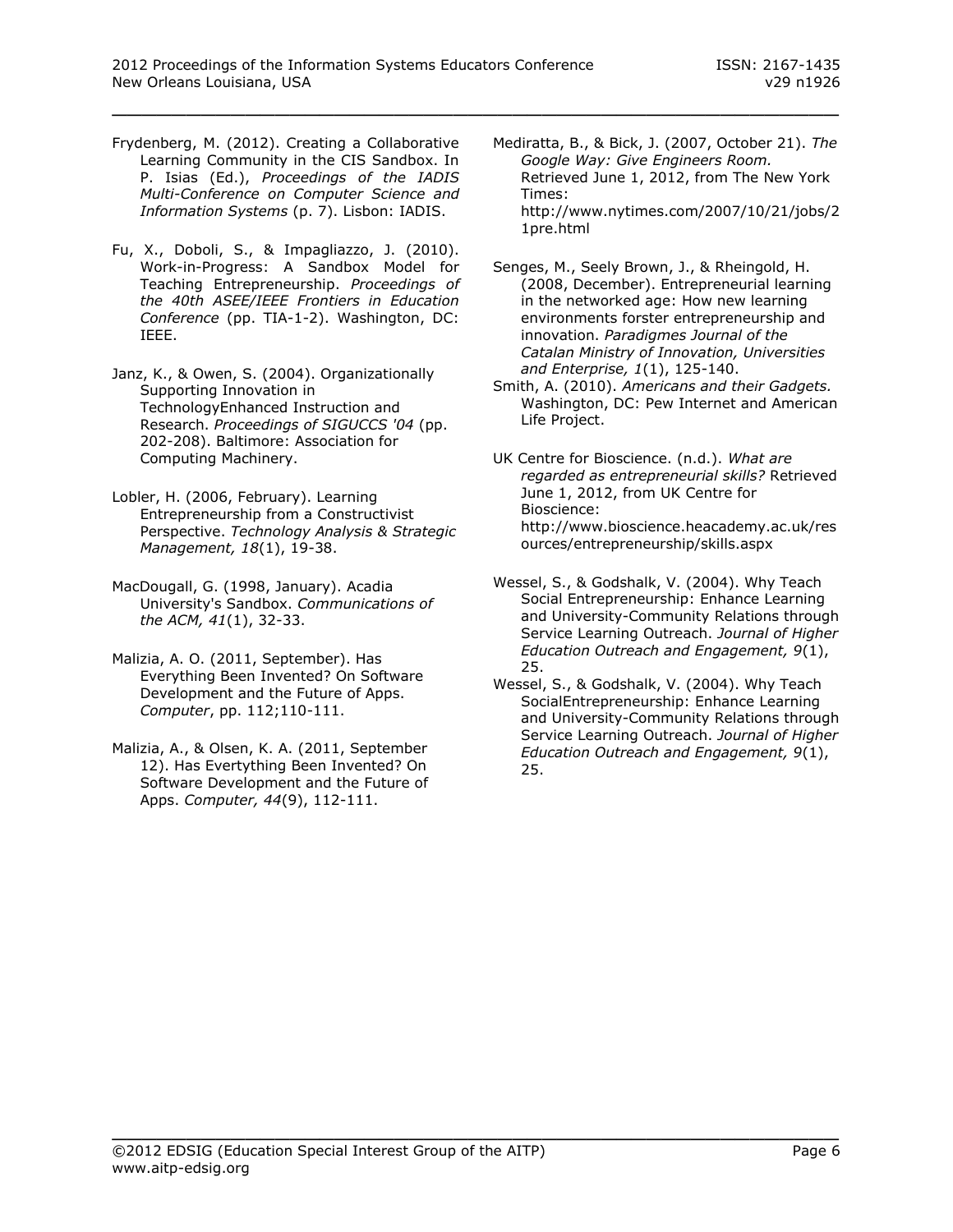Frydenberg, M. (2012). Creating a Collaborative Learning Community in the CIS Sandbox. In P. Isias (Ed.), *Proceedings of the IADIS Multi-Conference on Computer Science and Information Systems* (p. 7). Lisbon: IADIS.

Fu, X., Doboli, S., & Impagliazzo, J. (2010). Work-in-Progress: A Sandbox Model for Teaching Entrepreneurship. *Proceedings of the 40th ASEE/IEEE Frontiers in Education Conference* (pp. TIA-1-2). Washington, DC: IEEE.

Janz, K., & Owen, S. (2004). Organizationally Supporting Innovation in TechnologyEnhanced Instruction and Research. *Proceedings of SIGUCCS '04* (pp. 202-208). Baltimore: Association for Computing Machinery.

Lobler, H. (2006, February). Learning Entrepreneurship from a Constructivist Perspective. *Technology Analysis & Strategic Management, 18*(1), 19-38.

MacDougall, G. (1998, January). Acadia University's Sandbox. *Communications of the ACM, 41*(1), 32-33.

Malizia, A. O. (2011, September). Has Everything Been Invented? On Software Development and the Future of Apps. *Computer*, pp. 112;110-111.

Malizia, A., & Olsen, K. A. (2011, September 12). Has Evertything Been Invented? On Software Development and the Future of Apps. *Computer, 44*(9), 112-111.

Mediratta, B., & Bick, J. (2007, October 21). *The Google Way: Give Engineers Room.* Retrieved June 1, 2012, from The New York Times: http://www.nytimes.com/2007/10/21/jobs/21pre.html

Senges, M., Seely Brown, J., & Rheingold, H. (2008, December). Entrepreneurial learning in the networked age: How new learning environments forster entrepreneurship and innovation. *Paradigmes Journal of the Catalan Ministry of Innovation, Universities and Enterprise, 1*(1), 125-140.

Smith, A. (2010). *Americans and their Gadgets.* Washington, DC: Pew Internet and American Life Project.

UK Centre for Bioscience. (n.d.). *What are regarded as entrepreneurial skills?* Retrieved June 1, 2012, from UK Centre for Bioscience: http://www.bioscience.heacademy.ac.uk/resources/entrepreneurship/skills.aspx

Wessel, S., & Godshalk, V. (2004). Why Teach Social Entrepreneurship: Enhance Learning and University-Community Relations through Service Learning Outreach. *Journal of Higher Education Outreach and Engagement, 9*(1), 25.

Wessel, S., & Godshalk, V. (2004). Why Teach SocialEntrepreneurship: Enhance Learning and University-Community Relations through Service Learning Outreach. *Journal of Higher Education Outreach and Engagement, 9*(1), 25.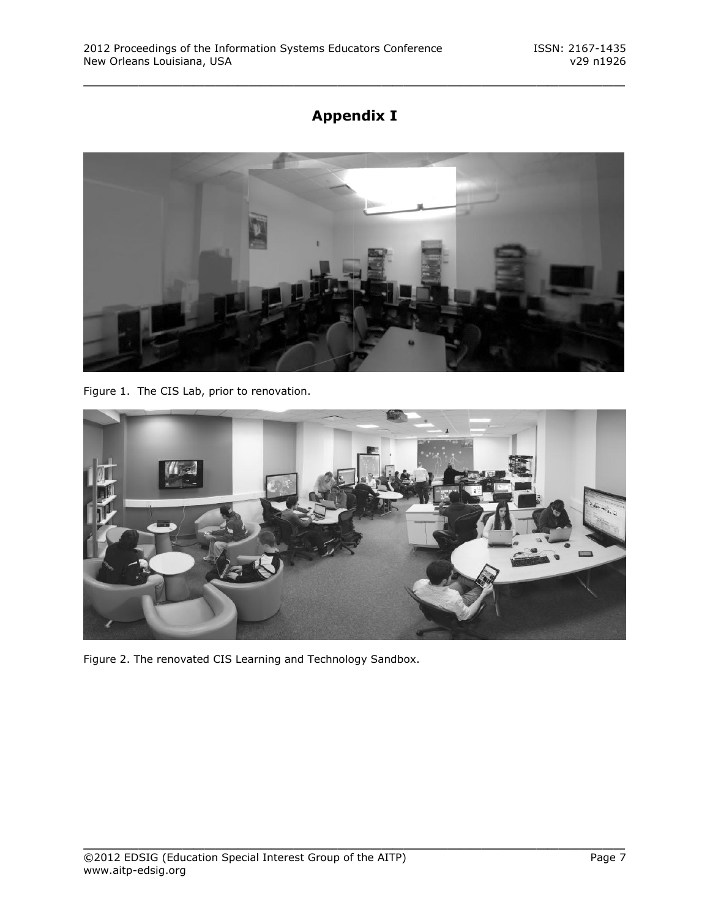# Appendix I

Figure 1. The CIS Lab, prior to renovation.

Figure 2. The renovated CIS Learning and Technology Sandbox.